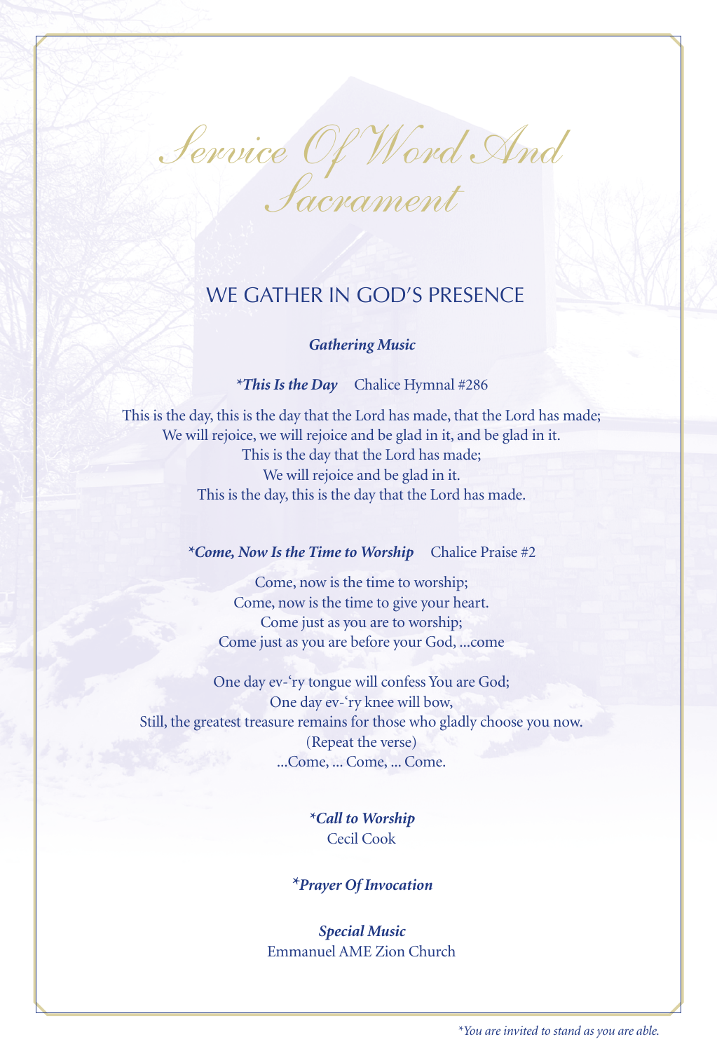# Service Of Word And Sacrament

## WE GATHER IN GOD'S PRESENCE

***Gathering Music***

***\*This Is the Day*** Chalice Hymnal #286

This is the day, this is the day that the Lord has made, that the Lord has made;
We will rejoice, we will rejoice and be glad in it, and be glad in it.
This is the day that the Lord has made;
We will rejoice and be glad in it.
This is the day, this is the day that the Lord has made.

***\*Come, Now Is the Time to Worship*** Chalice Praise #2

Come, now is the time to worship;
Come, now is the time to give your heart.
Come just as you are to worship;
Come just as you are before your God, ...come

One day ev-'ry tongue will confess You are God;
One day ev-'ry knee will bow,
Still, the greatest treasure remains for those who gladly choose you now.
(Repeat the verse)
...Come, ... Come, ... Come.

***\*Call to Worship***
Cecil Cook

***\*Prayer Of Invocation***

***Special Music***
Emmanuel AME Zion Church

*\*You are invited to stand as you are able.*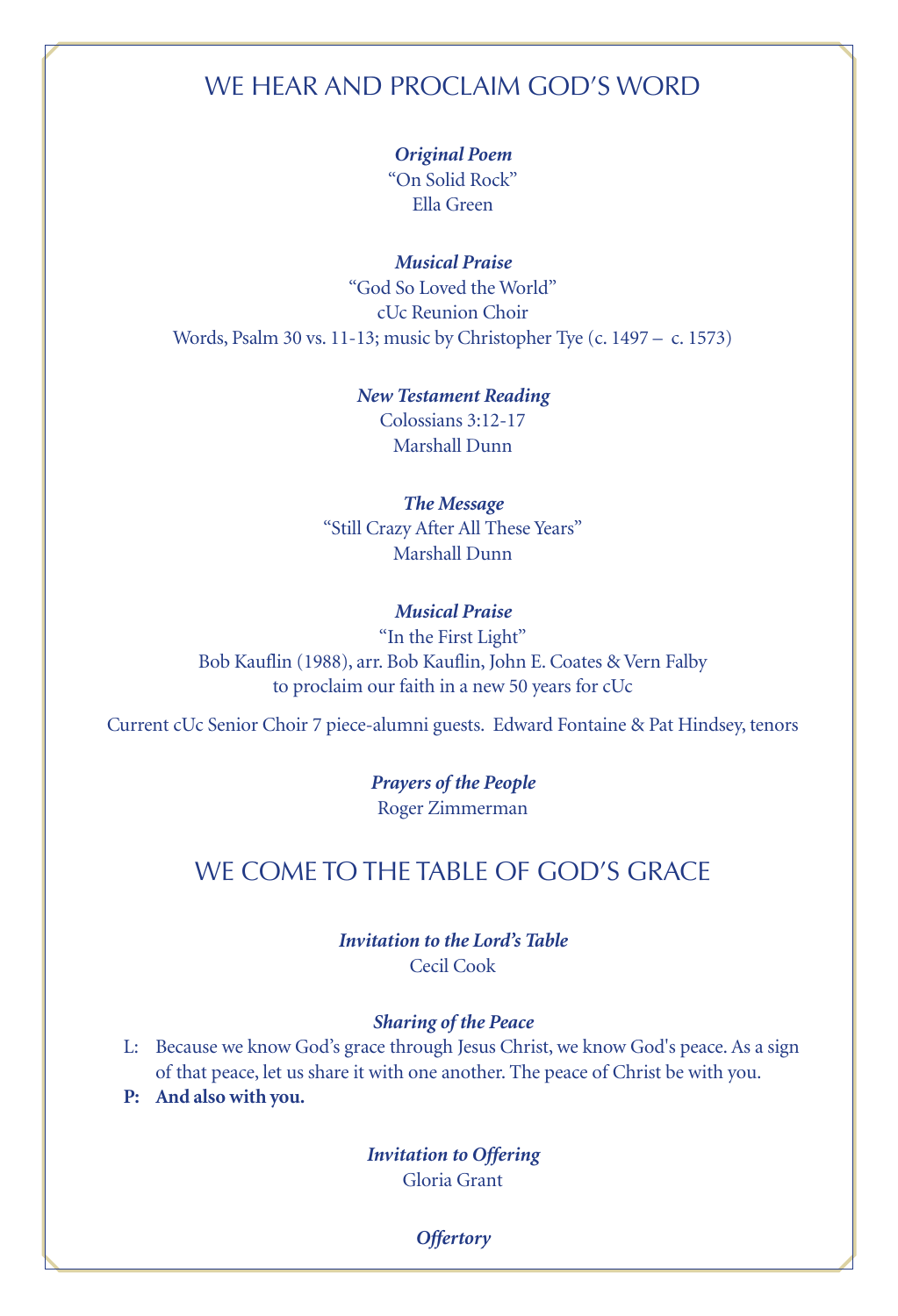## WE HEAR AND PROCLAIM GOD'S WORD

***Original Poem***
"On Solid Rock"
Ella Green

***Musical Praise***
"God So Loved the World"
cUc Reunion Choir
Words, Psalm 30 vs. 11-13; music by Christopher Tye (c. 1497 – c. 1573)

***New Testament Reading***
Colossians 3:12-17
Marshall Dunn

***The Message***
"Still Crazy After All These Years"
Marshall Dunn

***Musical Praise***
"In the First Light"
Bob Kauflin (1988), arr. Bob Kauflin, John E. Coates & Vern Falby
to proclaim our faith in a new 50 years for cUc

Current cUc Senior Choir 7 piece-alumni guests. Edward Fontaine & Pat Hindsey, tenors

***Prayers of the People***
Roger Zimmerman

## WE COME TO THE TABLE OF GOD'S GRACE

***Invitation to the Lord's Table***
Cecil Cook

***Sharing of the Peace***

L: Because we know God's grace through Jesus Christ, we know God's peace. As a sign of that peace, let us share it with one another. The peace of Christ be with you.

**P: And also with you.**

***Invitation to Offering***
Gloria Grant

***Offertory***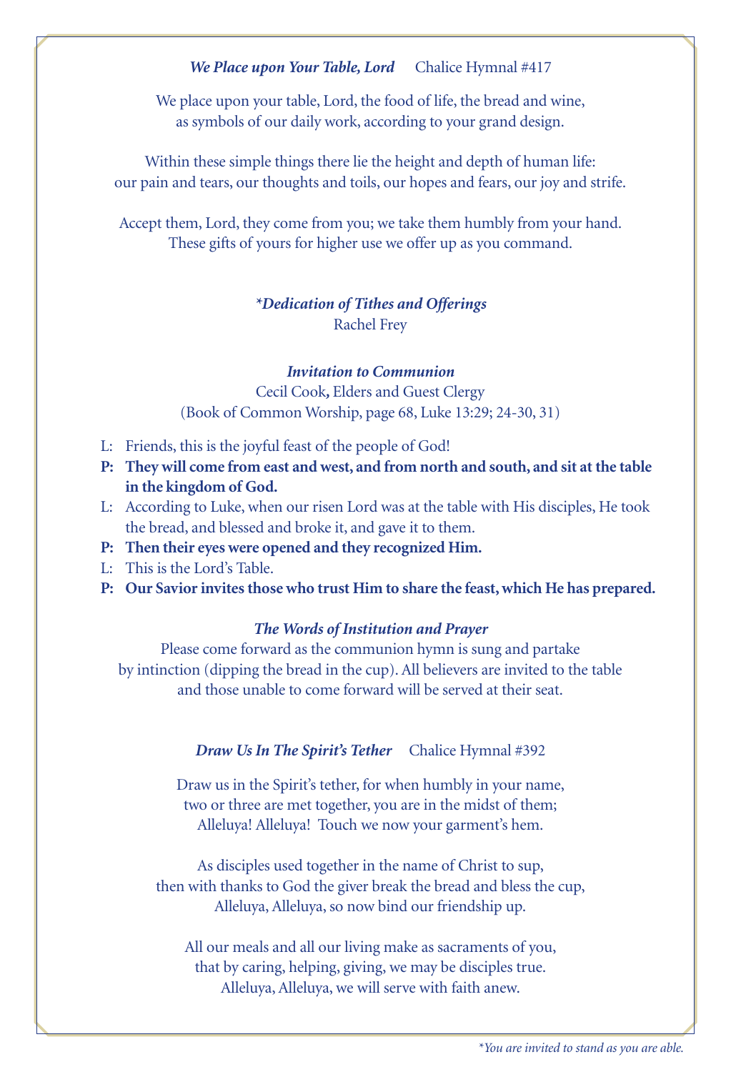***We Place upon Your Table, Lord*** Chalice Hymnal #417

We place upon your table, Lord, the food of life, the bread and wine,
as symbols of our daily work, according to your grand design.

Within these simple things there lie the height and depth of human life:
our pain and tears, our thoughts and toils, our hopes and fears, our joy and strife.

Accept them, Lord, they come from you; we take them humbly from your hand.
These gifts of yours for higher use we offer up as you command.

***\*Dedication of Tithes and Offerings***
Rachel Frey

***Invitation to Communion***
Cecil Cook, Elders and Guest Clergy
(Book of Common Worship, page 68, Luke 13:29; 24-30, 31)

L: Friends, this is the joyful feast of the people of God!

**P: They will come from east and west, and from north and south, and sit at the table in the kingdom of God.**

L: According to Luke, when our risen Lord was at the table with His disciples, He took the bread, and blessed and broke it, and gave it to them.

**P: Then their eyes were opened and they recognized Him.**

L: This is the Lord's Table.

**P: Our Savior invites those who trust Him to share the feast, which He has prepared.**

***The Words of Institution and Prayer***

Please come forward as the communion hymn is sung and partake
by intinction (dipping the bread in the cup). All believers are invited to the table
and those unable to come forward will be served at their seat.

***Draw Us In The Spirit's Tether*** Chalice Hymnal #392

Draw us in the Spirit's tether, for when humbly in your name,
two or three are met together, you are in the midst of them;
Alleluya! Alleluya! Touch we now your garment's hem.

As disciples used together in the name of Christ to sup,
then with thanks to God the giver break the bread and bless the cup,
Alleluya, Alleluya, so now bind our friendship up.

All our meals and all our living make as sacraments of you,
that by caring, helping, giving, we may be disciples true.
Alleluya, Alleluya, we will serve with faith anew.

*\*You are invited to stand as you are able.*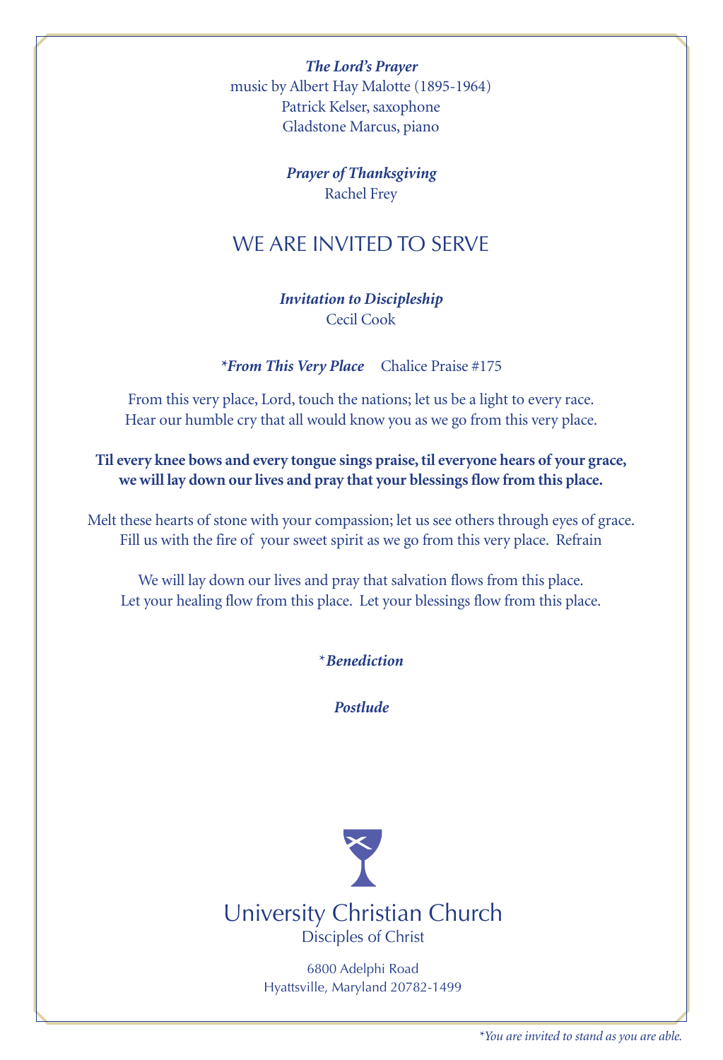***The Lord's Prayer***
music by Albert Hay Malotte (1895-1964)
Patrick Kelser, saxophone
Gladstone Marcus, piano

***Prayer of Thanksgiving***
Rachel Frey

## WE ARE INVITED TO SERVE

***Invitation to Discipleship***
Cecil Cook

****From This Very Place*** Chalice Praise #175

From this very place, Lord, touch the nations; let us be a light to every race.
Hear our humble cry that all would know you as we go from this very place.

**Til every knee bows and every tongue sings praise, til everyone hears of your grace, we will lay down our lives and pray that your blessings flow from this place.**

Melt these hearts of stone with your compassion; let us see others through eyes of grace.
Fill us with the fire of your sweet spirit as we go from this very place. Refrain

We will lay down our lives and pray that salvation flows from this place.
Let your healing flow from this place. Let your blessings flow from this place.

****Benediction***

***Postlude***

University Christian Church
Disciples of Christ

6800 Adelphi Road
Hyattsville, Maryland 20782-1499

**You are invited to stand as you are able.*